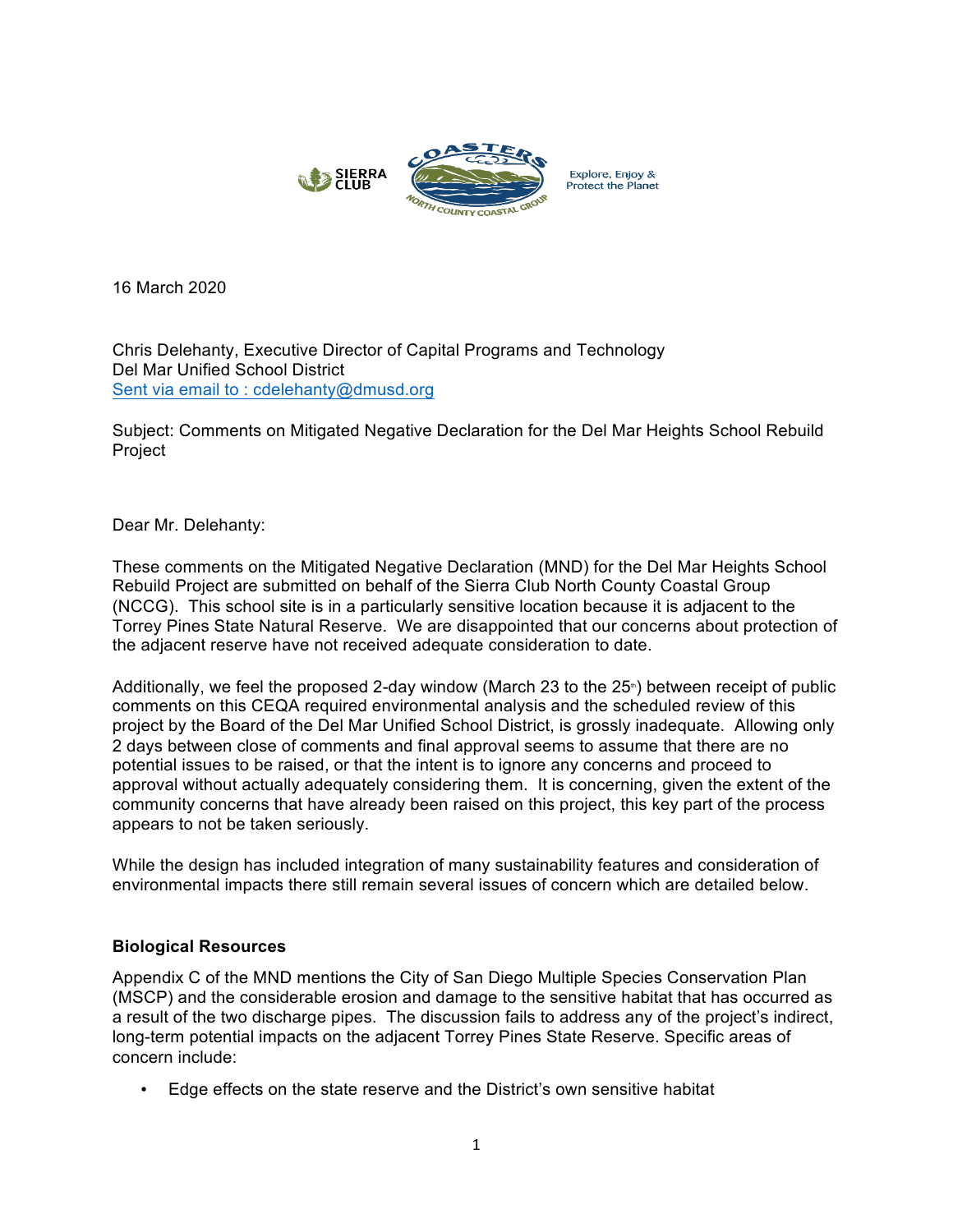SIERRA CLUB — COASTERS NORTH COUNTY COASTAL GROUP — Explore, Enjoy & Protect the Planet

16 March 2020

Chris Delehanty, Executive Director of Capital Programs and Technology
Del Mar Unified School District
Sent via email to : cdelehanty@dmusd.org

Subject: Comments on Mitigated Negative Declaration for the Del Mar Heights School Rebuild Project

Dear Mr. Delehanty:

These comments on the Mitigated Negative Declaration (MND) for the Del Mar Heights School Rebuild Project are submitted on behalf of the Sierra Club North County Coastal Group (NCCG). This school site is in a particularly sensitive location because it is adjacent to the Torrey Pines State Natural Reserve. We are disappointed that our concerns about protection of the adjacent reserve have not received adequate consideration to date.

Additionally, we feel the proposed 2-day window (March 23 to the 25th) between receipt of public comments on this CEQA required environmental analysis and the scheduled review of this project by the Board of the Del Mar Unified School District, is grossly inadequate. Allowing only 2 days between close of comments and final approval seems to assume that there are no potential issues to be raised, or that the intent is to ignore any concerns and proceed to approval without actually adequately considering them. It is concerning, given the extent of the community concerns that have already been raised on this project, this key part of the process appears to not be taken seriously.

While the design has included integration of many sustainability features and consideration of environmental impacts there still remain several issues of concern which are detailed below.

**Biological Resources**

Appendix C of the MND mentions the City of San Diego Multiple Species Conservation Plan (MSCP) and the considerable erosion and damage to the sensitive habitat that has occurred as a result of the two discharge pipes. The discussion fails to address any of the project's indirect, long-term potential impacts on the adjacent Torrey Pines State Reserve. Specific areas of concern include:

- Edge effects on the state reserve and the District's own sensitive habitat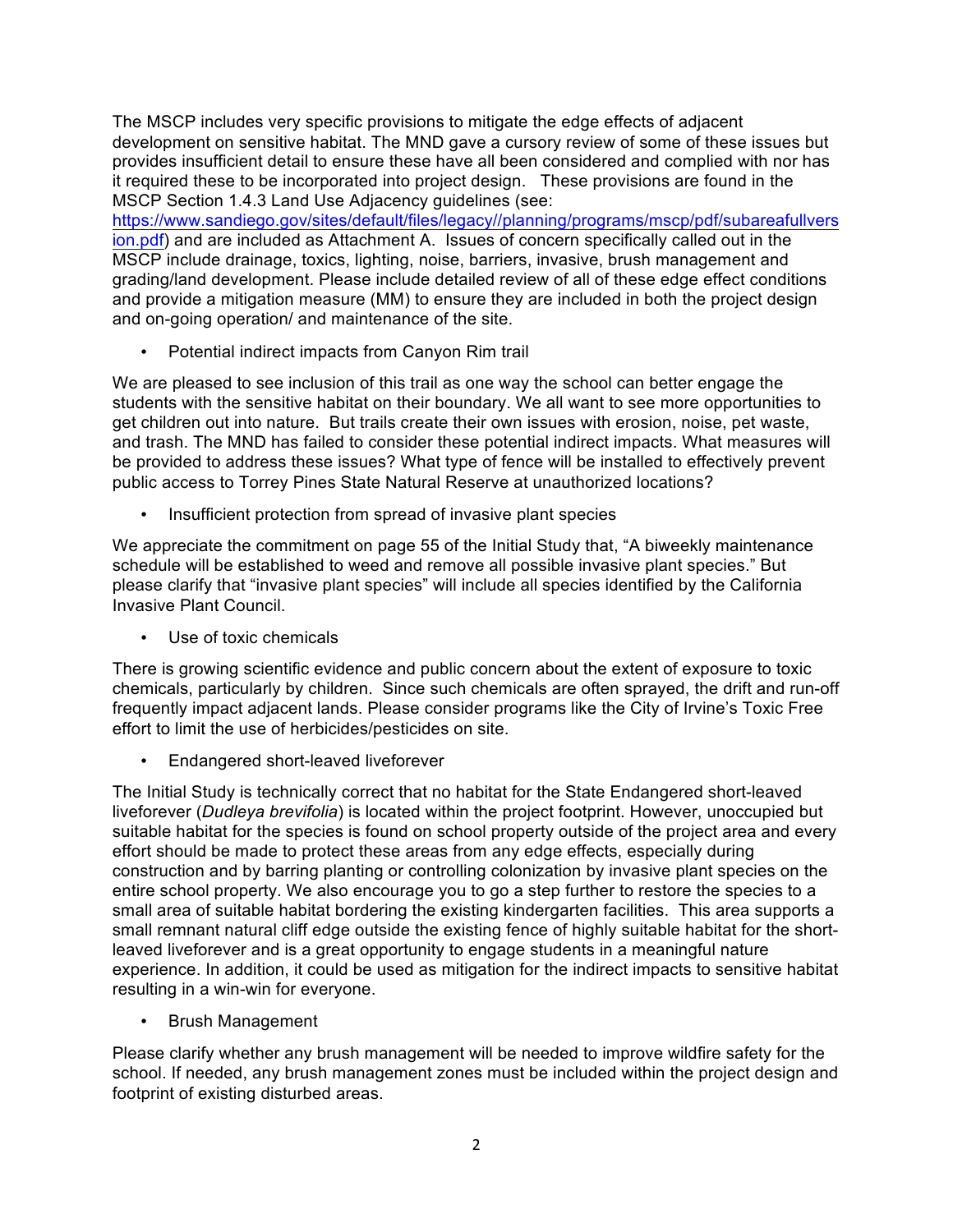The MSCP includes very specific provisions to mitigate the edge effects of adjacent development on sensitive habitat. The MND gave a cursory review of some of these issues but provides insufficient detail to ensure these have all been considered and complied with nor has it required these to be incorporated into project design. These provisions are found in the MSCP Section 1.4.3 Land Use Adjacency guidelines (see: https://www.sandiego.gov/sites/default/files/legacy//planning/programs/mscp/pdf/subareafullversion.pdf) and are included as Attachment A. Issues of concern specifically called out in the MSCP include drainage, toxics, lighting, noise, barriers, invasive, brush management and grading/land development. Please include detailed review of all of these edge effect conditions and provide a mitigation measure (MM) to ensure they are included in both the project design and on-going operation/ and maintenance of the site.

- Potential indirect impacts from Canyon Rim trail

We are pleased to see inclusion of this trail as one way the school can better engage the students with the sensitive habitat on their boundary. We all want to see more opportunities to get children out into nature. But trails create their own issues with erosion, noise, pet waste, and trash. The MND has failed to consider these potential indirect impacts. What measures will be provided to address these issues? What type of fence will be installed to effectively prevent public access to Torrey Pines State Natural Reserve at unauthorized locations?

- Insufficient protection from spread of invasive plant species

We appreciate the commitment on page 55 of the Initial Study that, "A biweekly maintenance schedule will be established to weed and remove all possible invasive plant species." But please clarify that "invasive plant species" will include all species identified by the California Invasive Plant Council.

- Use of toxic chemicals

There is growing scientific evidence and public concern about the extent of exposure to toxic chemicals, particularly by children. Since such chemicals are often sprayed, the drift and run-off frequently impact adjacent lands. Please consider programs like the City of Irvine's Toxic Free effort to limit the use of herbicides/pesticides on site.

- Endangered short-leaved liveforever

The Initial Study is technically correct that no habitat for the State Endangered short-leaved liveforever (*Dudleya brevifolia*) is located within the project footprint. However, unoccupied but suitable habitat for the species is found on school property outside of the project area and every effort should be made to protect these areas from any edge effects, especially during construction and by barring planting or controlling colonization by invasive plant species on the entire school property. We also encourage you to go a step further to restore the species to a small area of suitable habitat bordering the existing kindergarten facilities. This area supports a small remnant natural cliff edge outside the existing fence of highly suitable habitat for the short-leaved liveforever and is a great opportunity to engage students in a meaningful nature experience. In addition, it could be used as mitigation for the indirect impacts to sensitive habitat resulting in a win-win for everyone.

- Brush Management

Please clarify whether any brush management will be needed to improve wildfire safety for the school. If needed, any brush management zones must be included within the project design and footprint of existing disturbed areas.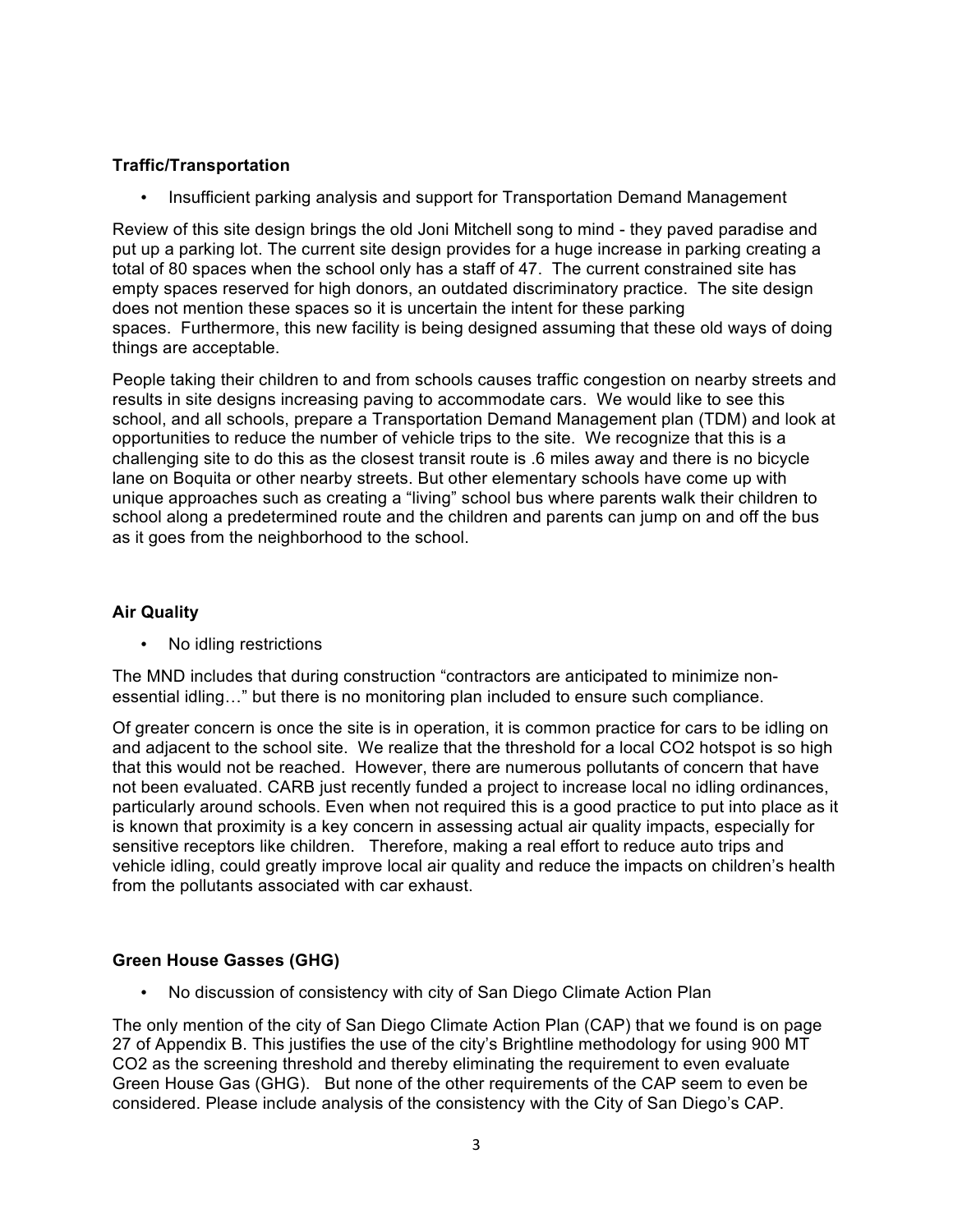**Traffic/Transportation**

- Insufficient parking analysis and support for Transportation Demand Management

Review of this site design brings the old Joni Mitchell song to mind - they paved paradise and put up a parking lot. The current site design provides for a huge increase in parking creating a total of 80 spaces when the school only has a staff of 47. The current constrained site has empty spaces reserved for high donors, an outdated discriminatory practice. The site design does not mention these spaces so it is uncertain the intent for these parking spaces. Furthermore, this new facility is being designed assuming that these old ways of doing things are acceptable.

People taking their children to and from schools causes traffic congestion on nearby streets and results in site designs increasing paving to accommodate cars. We would like to see this school, and all schools, prepare a Transportation Demand Management plan (TDM) and look at opportunities to reduce the number of vehicle trips to the site. We recognize that this is a challenging site to do this as the closest transit route is .6 miles away and there is no bicycle lane on Boquita or other nearby streets. But other elementary schools have come up with unique approaches such as creating a "living" school bus where parents walk their children to school along a predetermined route and the children and parents can jump on and off the bus as it goes from the neighborhood to the school.

**Air Quality**

- No idling restrictions

The MND includes that during construction "contractors are anticipated to minimize non-essential idling…" but there is no monitoring plan included to ensure such compliance.

Of greater concern is once the site is in operation, it is common practice for cars to be idling on and adjacent to the school site. We realize that the threshold for a local $CO_2$ hotspot is so high that this would not be reached. However, there are numerous pollutants of concern that have not been evaluated. CARB just recently funded a project to increase local no idling ordinances, particularly around schools. Even when not required this is a good practice to put into place as it is known that proximity is a key concern in assessing actual air quality impacts, especially for sensitive receptors like children. Therefore, making a real effort to reduce auto trips and vehicle idling, could greatly improve local air quality and reduce the impacts on children's health from the pollutants associated with car exhaust.

**Green House Gasses (GHG)**

- No discussion of consistency with city of San Diego Climate Action Plan

The only mention of the city of San Diego Climate Action Plan (CAP) that we found is on page 27 of Appendix B. This justifies the use of the city's Brightline methodology for using 900 MT $CO_2$ as the screening threshold and thereby eliminating the requirement to even evaluate Green House Gas (GHG). But none of the other requirements of the CAP seem to even be considered. Please include analysis of the consistency with the City of San Diego's CAP.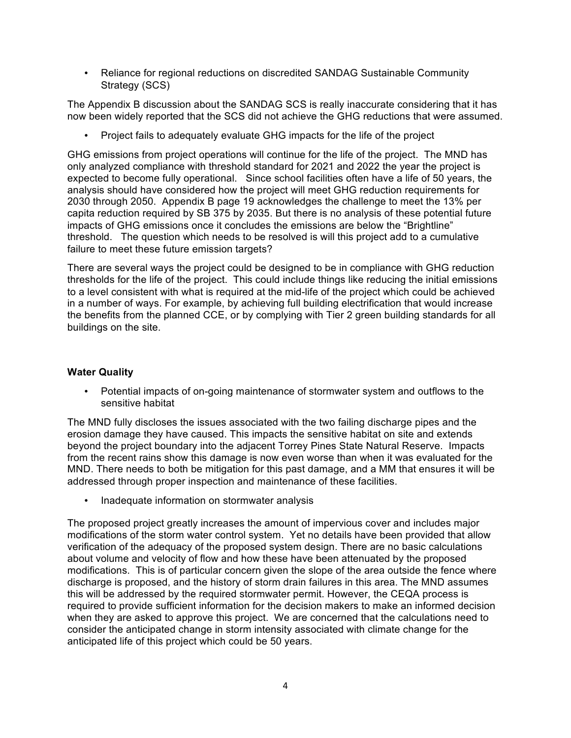- Reliance for regional reductions on discredited SANDAG Sustainable Community Strategy (SCS)

The Appendix B discussion about the SANDAG SCS is really inaccurate considering that it has now been widely reported that the SCS did not achieve the GHG reductions that were assumed.

- Project fails to adequately evaluate GHG impacts for the life of the project

GHG emissions from project operations will continue for the life of the project. The MND has only analyzed compliance with threshold standard for 2021 and 2022 the year the project is expected to become fully operational. Since school facilities often have a life of 50 years, the analysis should have considered how the project will meet GHG reduction requirements for 2030 through 2050. Appendix B page 19 acknowledges the challenge to meet the 13% per capita reduction required by SB 375 by 2035. But there is no analysis of these potential future impacts of GHG emissions once it concludes the emissions are below the "Brightline" threshold. The question which needs to be resolved is will this project add to a cumulative failure to meet these future emission targets?

There are several ways the project could be designed to be in compliance with GHG reduction thresholds for the life of the project. This could include things like reducing the initial emissions to a level consistent with what is required at the mid-life of the project which could be achieved in a number of ways. For example, by achieving full building electrification that would increase the benefits from the planned CCE, or by complying with Tier 2 green building standards for all buildings on the site.

**Water Quality**

- Potential impacts of on-going maintenance of stormwater system and outflows to the sensitive habitat

The MND fully discloses the issues associated with the two failing discharge pipes and the erosion damage they have caused. This impacts the sensitive habitat on site and extends beyond the project boundary into the adjacent Torrey Pines State Natural Reserve. Impacts from the recent rains show this damage is now even worse than when it was evaluated for the MND. There needs to both be mitigation for this past damage, and a MM that ensures it will be addressed through proper inspection and maintenance of these facilities.

- Inadequate information on stormwater analysis

The proposed project greatly increases the amount of impervious cover and includes major modifications of the storm water control system. Yet no details have been provided that allow verification of the adequacy of the proposed system design. There are no basic calculations about volume and velocity of flow and how these have been attenuated by the proposed modifications. This is of particular concern given the slope of the area outside the fence where discharge is proposed, and the history of storm drain failures in this area. The MND assumes this will be addressed by the required stormwater permit. However, the CEQA process is required to provide sufficient information for the decision makers to make an informed decision when they are asked to approve this project. We are concerned that the calculations need to consider the anticipated change in storm intensity associated with climate change for the anticipated life of this project which could be 50 years.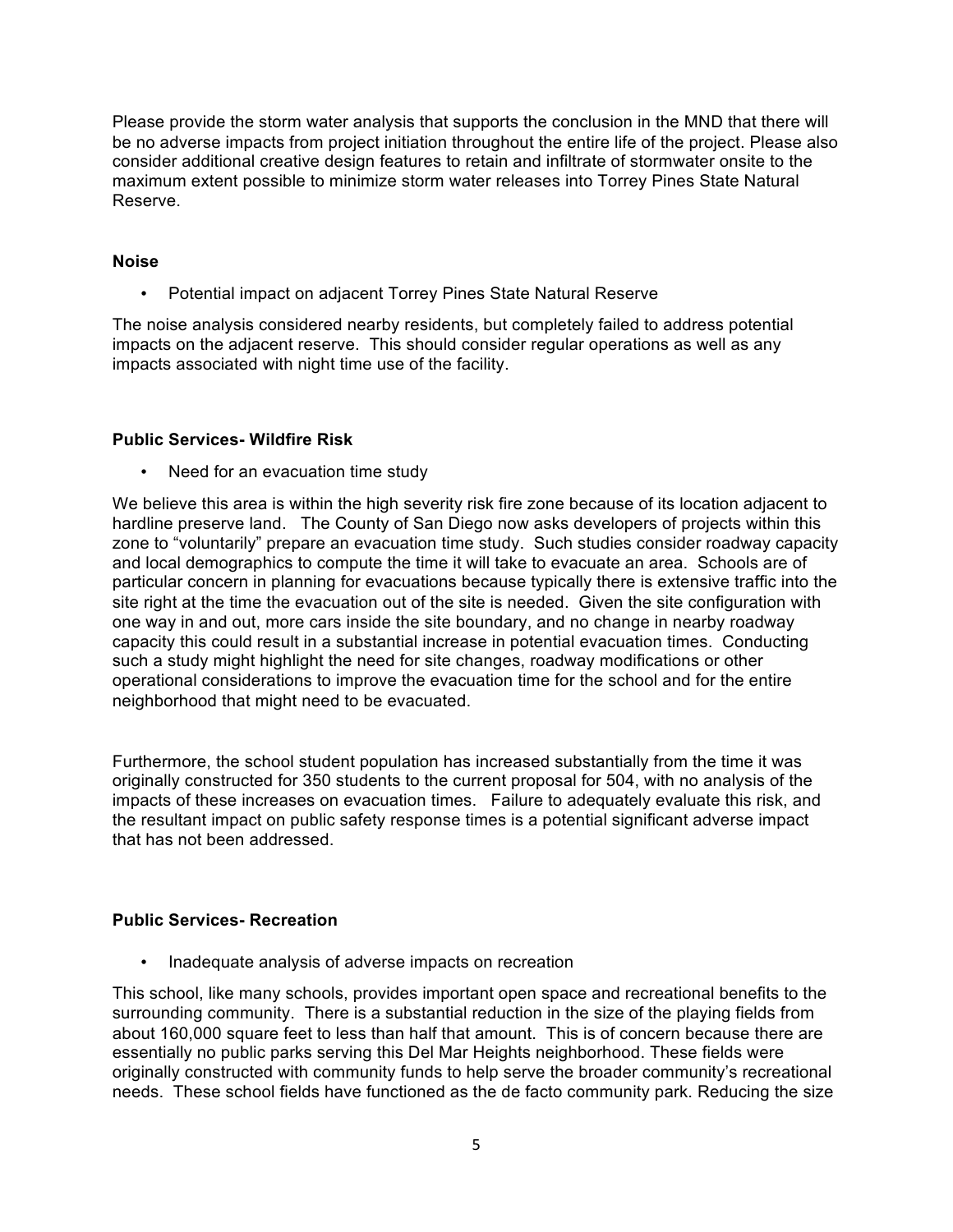Please provide the storm water analysis that supports the conclusion in the MND that there will be no adverse impacts from project initiation throughout the entire life of the project. Please also consider additional creative design features to retain and infiltrate of stormwater onsite to the maximum extent possible to minimize storm water releases into Torrey Pines State Natural Reserve.

**Noise**

- Potential impact on adjacent Torrey Pines State Natural Reserve

The noise analysis considered nearby residents, but completely failed to address potential impacts on the adjacent reserve. This should consider regular operations as well as any impacts associated with night time use of the facility.

**Public Services- Wildfire Risk**

- Need for an evacuation time study

We believe this area is within the high severity risk fire zone because of its location adjacent to hardline preserve land. The County of San Diego now asks developers of projects within this zone to "voluntarily" prepare an evacuation time study. Such studies consider roadway capacity and local demographics to compute the time it will take to evacuate an area. Schools are of particular concern in planning for evacuations because typically there is extensive traffic into the site right at the time the evacuation out of the site is needed. Given the site configuration with one way in and out, more cars inside the site boundary, and no change in nearby roadway capacity this could result in a substantial increase in potential evacuation times. Conducting such a study might highlight the need for site changes, roadway modifications or other operational considerations to improve the evacuation time for the school and for the entire neighborhood that might need to be evacuated.

Furthermore, the school student population has increased substantially from the time it was originally constructed for 350 students to the current proposal for 504, with no analysis of the impacts of these increases on evacuation times. Failure to adequately evaluate this risk, and the resultant impact on public safety response times is a potential significant adverse impact that has not been addressed.

**Public Services- Recreation**

- Inadequate analysis of adverse impacts on recreation

This school, like many schools, provides important open space and recreational benefits to the surrounding community. There is a substantial reduction in the size of the playing fields from about 160,000 square feet to less than half that amount. This is of concern because there are essentially no public parks serving this Del Mar Heights neighborhood. These fields were originally constructed with community funds to help serve the broader community's recreational needs. These school fields have functioned as the de facto community park. Reducing the size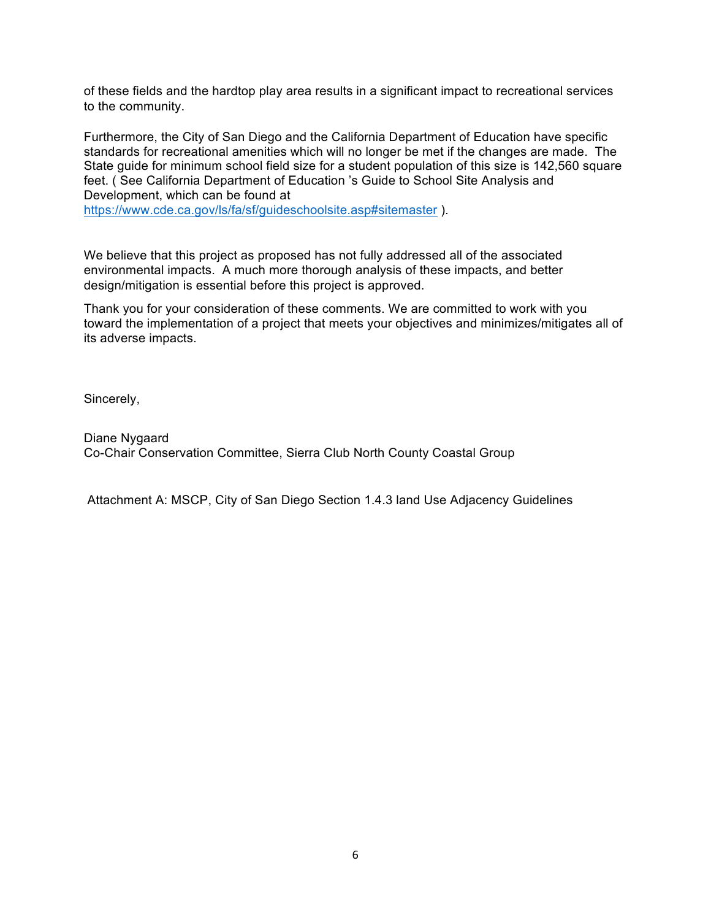of these fields and the hardtop play area results in a significant impact to recreational services to the community.

Furthermore, the City of San Diego and the California Department of Education have specific standards for recreational amenities which will no longer be met if the changes are made. The State guide for minimum school field size for a student population of this size is 142,560 square feet. ( See California Department of Education 's Guide to School Site Analysis and Development, which can be found at https://www.cde.ca.gov/ls/fa/sf/guideschoolsite.asp#sitemaster ).

We believe that this project as proposed has not fully addressed all of the associated environmental impacts. A much more thorough analysis of these impacts, and better design/mitigation is essential before this project is approved.

Thank you for your consideration of these comments. We are committed to work with you toward the implementation of a project that meets your objectives and minimizes/mitigates all of its adverse impacts.

Sincerely,

Diane Nygaard
Co-Chair Conservation Committee, Sierra Club North County Coastal Group

Attachment A: MSCP, City of San Diego Section 1.4.3 land Use Adjacency Guidelines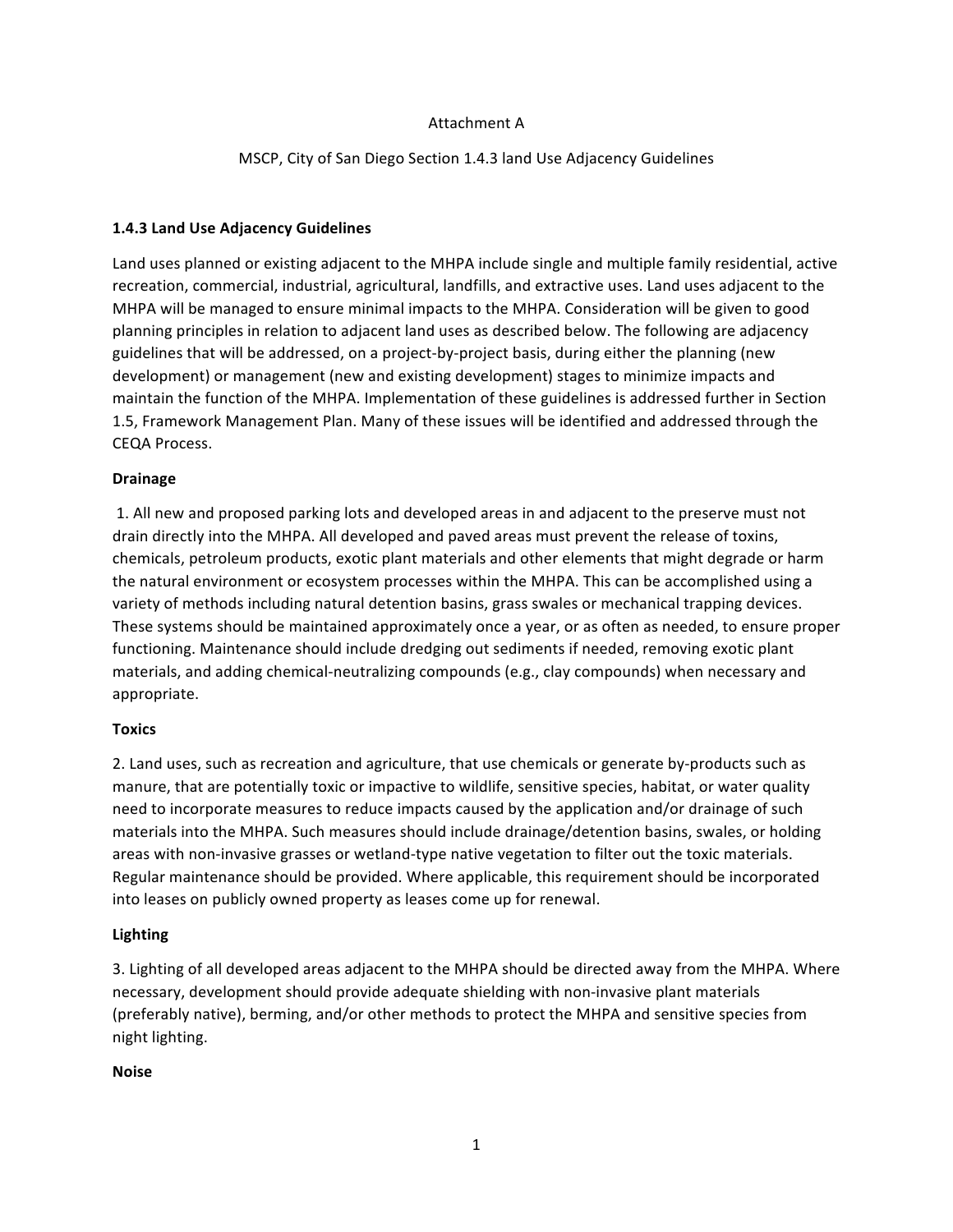Attachment A

MSCP, City of San Diego Section 1.4.3 land Use Adjacency Guidelines

### 1.4.3 Land Use Adjacency Guidelines

Land uses planned or existing adjacent to the MHPA include single and multiple family residential, active recreation, commercial, industrial, agricultural, landfills, and extractive uses. Land uses adjacent to the MHPA will be managed to ensure minimal impacts to the MHPA. Consideration will be given to good planning principles in relation to adjacent land uses as described below. The following are adjacency guidelines that will be addressed, on a project-by-project basis, during either the planning (new development) or management (new and existing development) stages to minimize impacts and maintain the function of the MHPA. Implementation of these guidelines is addressed further in Section 1.5, Framework Management Plan. Many of these issues will be identified and addressed through the CEQA Process.

**Drainage**

1. All new and proposed parking lots and developed areas in and adjacent to the preserve must not drain directly into the MHPA. All developed and paved areas must prevent the release of toxins, chemicals, petroleum products, exotic plant materials and other elements that might degrade or harm the natural environment or ecosystem processes within the MHPA. This can be accomplished using a variety of methods including natural detention basins, grass swales or mechanical trapping devices. These systems should be maintained approximately once a year, or as often as needed, to ensure proper functioning. Maintenance should include dredging out sediments if needed, removing exotic plant materials, and adding chemical-neutralizing compounds (e.g., clay compounds) when necessary and appropriate.

**Toxics**

2. Land uses, such as recreation and agriculture, that use chemicals or generate by-products such as manure, that are potentially toxic or impactive to wildlife, sensitive species, habitat, or water quality need to incorporate measures to reduce impacts caused by the application and/or drainage of such materials into the MHPA. Such measures should include drainage/detention basins, swales, or holding areas with non-invasive grasses or wetland-type native vegetation to filter out the toxic materials. Regular maintenance should be provided. Where applicable, this requirement should be incorporated into leases on publicly owned property as leases come up for renewal.

**Lighting**

3. Lighting of all developed areas adjacent to the MHPA should be directed away from the MHPA. Where necessary, development should provide adequate shielding with non-invasive plant materials (preferably native), berming, and/or other methods to protect the MHPA and sensitive species from night lighting.

**Noise**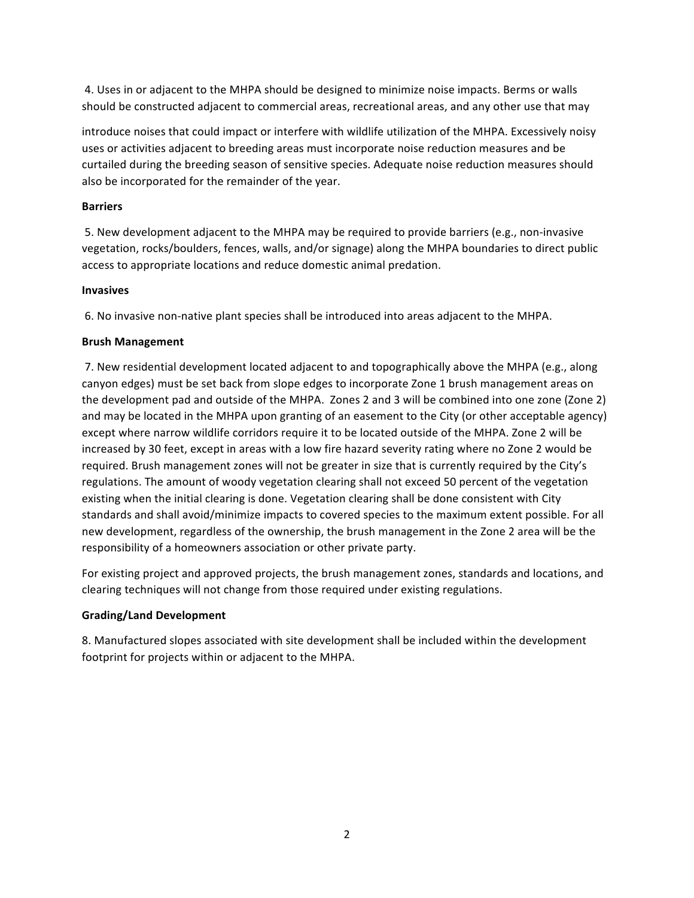4. Uses in or adjacent to the MHPA should be designed to minimize noise impacts. Berms or walls should be constructed adjacent to commercial areas, recreational areas, and any other use that may introduce noises that could impact or interfere with wildlife utilization of the MHPA. Excessively noisy uses or activities adjacent to breeding areas must incorporate noise reduction measures and be curtailed during the breeding season of sensitive species. Adequate noise reduction measures should also be incorporated for the remainder of the year.

**Barriers**

5. New development adjacent to the MHPA may be required to provide barriers (e.g., non-invasive vegetation, rocks/boulders, fences, walls, and/or signage) along the MHPA boundaries to direct public access to appropriate locations and reduce domestic animal predation.

**Invasives**

6. No invasive non-native plant species shall be introduced into areas adjacent to the MHPA.

**Brush Management**

7. New residential development located adjacent to and topographically above the MHPA (e.g., along canyon edges) must be set back from slope edges to incorporate Zone 1 brush management areas on the development pad and outside of the MHPA. Zones 2 and 3 will be combined into one zone (Zone 2) and may be located in the MHPA upon granting of an easement to the City (or other acceptable agency) except where narrow wildlife corridors require it to be located outside of the MHPA. Zone 2 will be increased by 30 feet, except in areas with a low fire hazard severity rating where no Zone 2 would be required. Brush management zones will not be greater in size that is currently required by the City's regulations. The amount of woody vegetation clearing shall not exceed 50 percent of the vegetation existing when the initial clearing is done. Vegetation clearing shall be done consistent with City standards and shall avoid/minimize impacts to covered species to the maximum extent possible. For all new development, regardless of the ownership, the brush management in the Zone 2 area will be the responsibility of a homeowners association or other private party.

For existing project and approved projects, the brush management zones, standards and locations, and clearing techniques will not change from those required under existing regulations.

**Grading/Land Development**

8. Manufactured slopes associated with site development shall be included within the development footprint for projects within or adjacent to the MHPA.